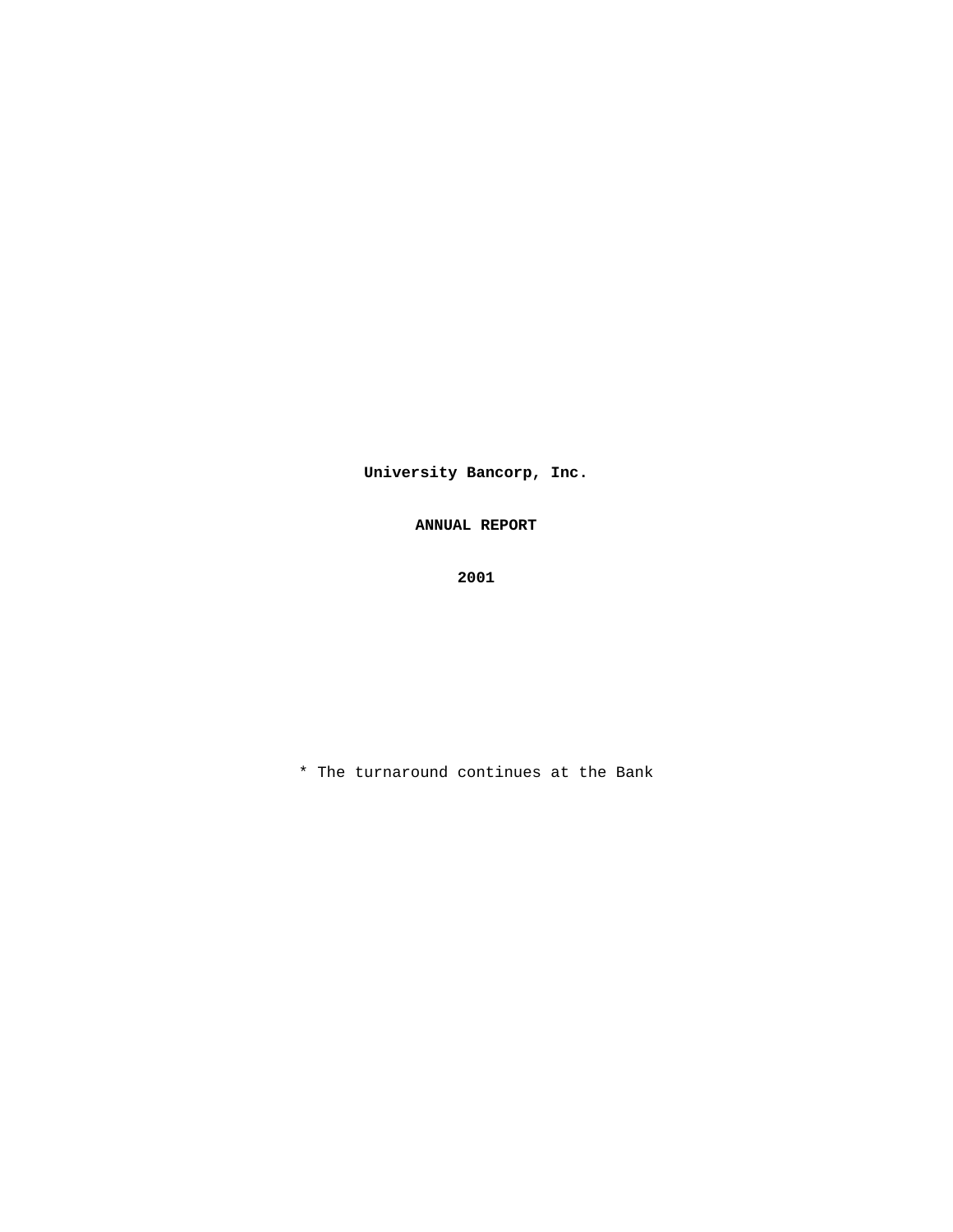**University Bancorp, Inc.**

**ANNUAL REPORT**

**2001**

* The turnaround continues at the Bank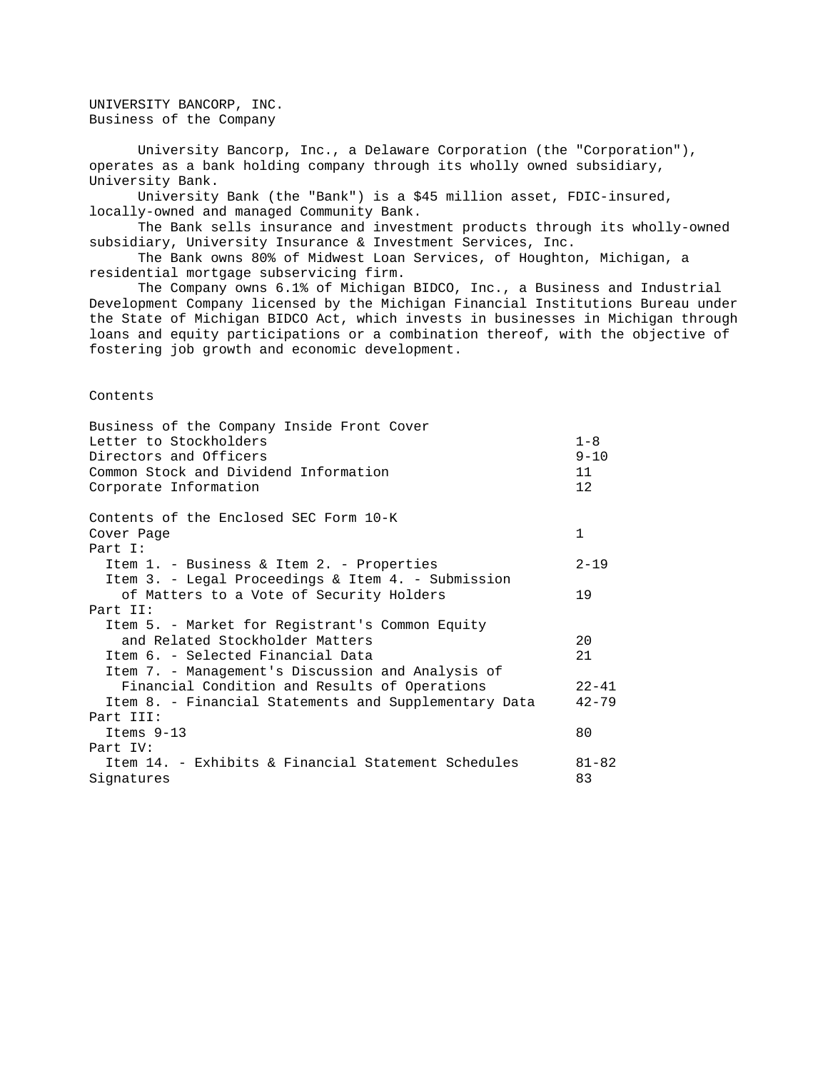UNIVERSITY BANCORP, INC.
Business of the Company

University Bancorp, Inc., a Delaware Corporation (the "Corporation"), operates as a bank holding company through its wholly owned subsidiary, University Bank.

University Bank (the "Bank") is a $45 million asset, FDIC-insured, locally-owned and managed Community Bank.

The Bank sells insurance and investment products through its wholly-owned subsidiary, University Insurance & Investment Services, Inc.

The Bank owns 80% of Midwest Loan Services, of Houghton, Michigan, a residential mortgage subservicing firm.

The Company owns 6.1% of Michigan BIDCO, Inc., a Business and Industrial Development Company licensed by the Michigan Financial Institutions Bureau under the State of Michigan BIDCO Act, which invests in businesses in Michigan through loans and equity participations or a combination thereof, with the objective of fostering job growth and economic development.

## Contents

| | |
|---|---|
| Business of the Company Inside Front Cover | |
| Letter to Stockholders | 1-8 |
| Directors and Officers | 9-10 |
| Common Stock and Dividend Information | 11 |
| Corporate Information | 12 |

| | |
|---|---|
| Contents of the Enclosed SEC Form 10-K | |
| Cover Page | 1 |
| Part I: | |
| Item 1. - Business & Item 2. - Properties | 2-19 |
| Item 3. - Legal Proceedings & Item 4. - Submission of Matters to a Vote of Security Holders | 19 |
| Part II: | |
| Item 5. - Market for Registrant's Common Equity and Related Stockholder Matters | 20 |
| Item 6. - Selected Financial Data | 21 |
| Item 7. - Management's Discussion and Analysis of Financial Condition and Results of Operations | 22-41 |
| Item 8. - Financial Statements and Supplementary Data | 42-79 |
| Part III: | |
| Items 9-13 | 80 |
| Part IV: | |
| Item 14. - Exhibits & Financial Statement Schedules | 81-82 |
| Signatures | 83 |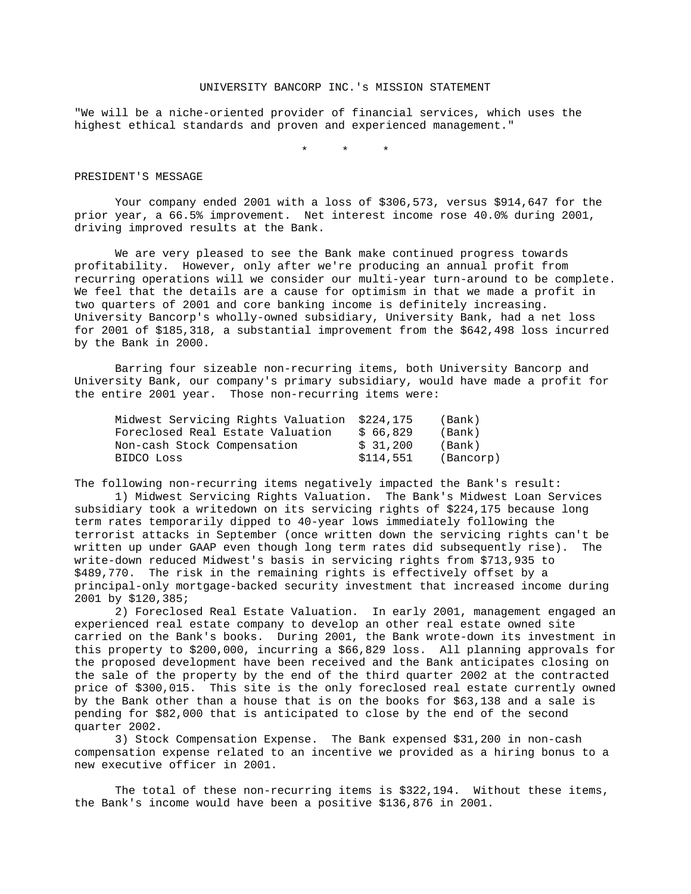# UNIVERSITY BANCORP INC.'s MISSION STATEMENT

"We will be a niche-oriented provider of financial services, which uses the highest ethical standards and proven and experienced management."

\* \* \*

## PRESIDENT'S MESSAGE

Your company ended 2001 with a loss of $306,573, versus $914,647 for the prior year, a 66.5% improvement. Net interest income rose 40.0% during 2001, driving improved results at the Bank.

We are very pleased to see the Bank make continued progress towards profitability. However, only after we're producing an annual profit from recurring operations will we consider our multi-year turn-around to be complete. We feel that the details are a cause for optimism in that we made a profit in two quarters of 2001 and core banking income is definitely increasing. University Bancorp's wholly-owned subsidiary, University Bank, had a net loss for 2001 of $185,318, a substantial improvement from the $642,498 loss incurred by the Bank in 2000.

Barring four sizeable non-recurring items, both University Bancorp and University Bank, our company's primary subsidiary, would have made a profit for the entire 2001 year. Those non-recurring items were:

| | | |
|---|---|---|
| Midwest Servicing Rights Valuation | $224,175 | (Bank) |
| Foreclosed Real Estate Valuation | $ 66,829 | (Bank) |
| Non-cash Stock Compensation | $ 31,200 | (Bank) |
| BIDCO Loss | $114,551 | (Bancorp) |

The following non-recurring items negatively impacted the Bank's result:

1) Midwest Servicing Rights Valuation. The Bank's Midwest Loan Services subsidiary took a writedown on its servicing rights of $224,175 because long term rates temporarily dipped to 40-year lows immediately following the terrorist attacks in September (once written down the servicing rights can't be written up under GAAP even though long term rates did subsequently rise). The write-down reduced Midwest's basis in servicing rights from $713,935 to $489,770. The risk in the remaining rights is effectively offset by a principal-only mortgage-backed security investment that increased income during 2001 by $120,385;

2) Foreclosed Real Estate Valuation. In early 2001, management engaged an experienced real estate company to develop an other real estate owned site carried on the Bank's books. During 2001, the Bank wrote-down its investment in this property to $200,000, incurring a $66,829 loss. All planning approvals for the proposed development have been received and the Bank anticipates closing on the sale of the property by the end of the third quarter 2002 at the contracted price of $300,015. This site is the only foreclosed real estate currently owned by the Bank other than a house that is on the books for $63,138 and a sale is pending for $82,000 that is anticipated to close by the end of the second quarter 2002.

3) Stock Compensation Expense. The Bank expensed $31,200 in non-cash compensation expense related to an incentive we provided as a hiring bonus to a new executive officer in 2001.

The total of these non-recurring items is $322,194. Without these items, the Bank's income would have been a positive $136,876 in 2001.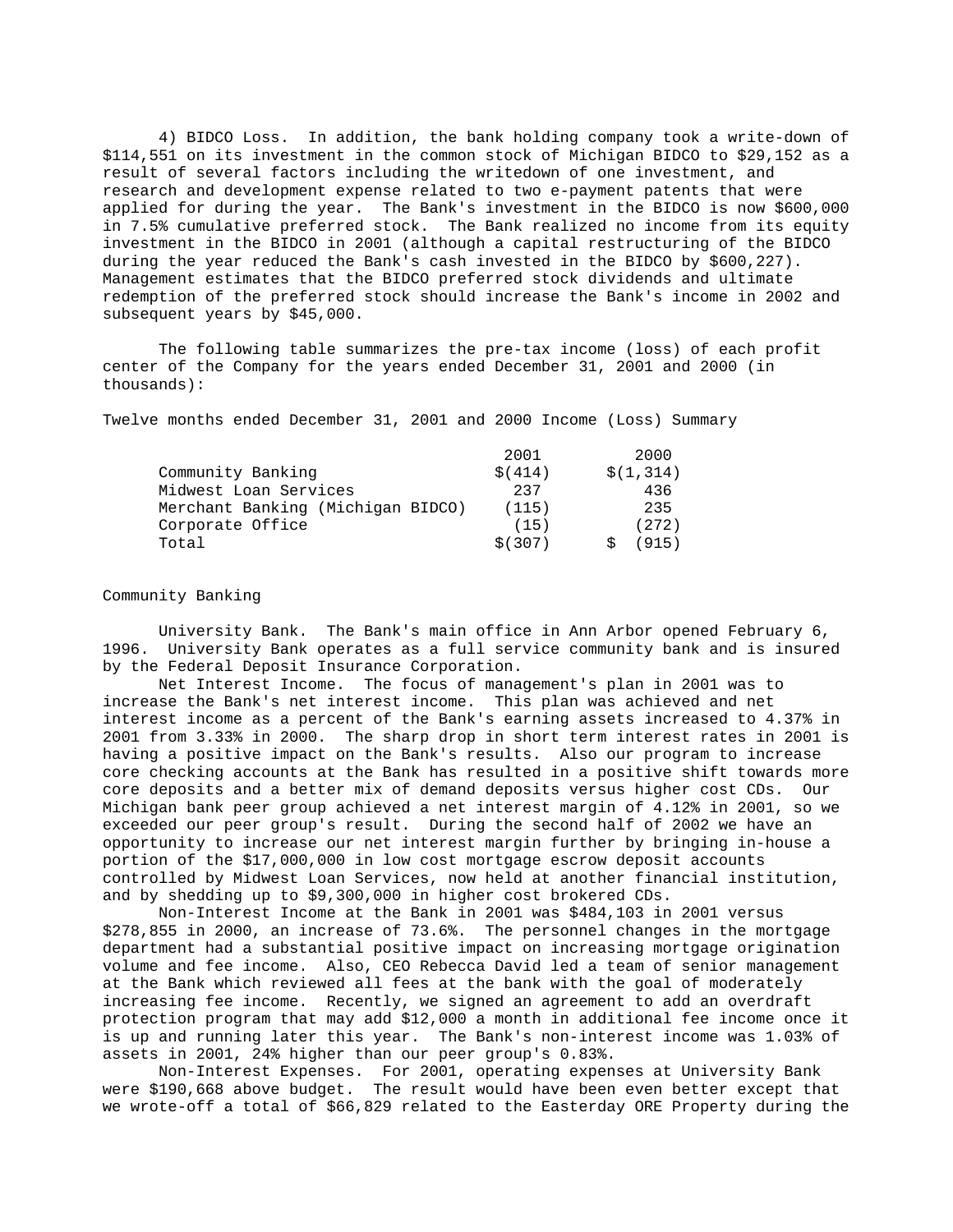4) BIDCO Loss. In addition, the bank holding company took a write-down of $114,551 on its investment in the common stock of Michigan BIDCO to $29,152 as a result of several factors including the writedown of one investment, and research and development expense related to two e-payment patents that were applied for during the year. The Bank's investment in the BIDCO is now $600,000 in 7.5% cumulative preferred stock. The Bank realized no income from its equity investment in the BIDCO in 2001 (although a capital restructuring of the BIDCO during the year reduced the Bank's cash invested in the BIDCO by $600,227). Management estimates that the BIDCO preferred stock dividends and ultimate redemption of the preferred stock should increase the Bank's income in 2002 and subsequent years by $45,000.

The following table summarizes the pre-tax income (loss) of each profit center of the Company for the years ended December 31, 2001 and 2000 (in thousands):

Twelve months ended December 31, 2001 and 2000 Income (Loss) Summary

| | 2001 | 2000 |
|---|---|---|
| Community Banking | $(414) | $(1,314) |
| Midwest Loan Services | 237 | 436 |
| Merchant Banking (Michigan BIDCO) | (115) | 235 |
| Corporate Office | (15) | (272) |
| Total | $(307) | $ (915) |

Community Banking

University Bank. The Bank's main office in Ann Arbor opened February 6, 1996. University Bank operates as a full service community bank and is insured by the Federal Deposit Insurance Corporation.

Net Interest Income. The focus of management's plan in 2001 was to increase the Bank's net interest income. This plan was achieved and net interest income as a percent of the Bank's earning assets increased to 4.37% in 2001 from 3.33% in 2000. The sharp drop in short term interest rates in 2001 is having a positive impact on the Bank's results. Also our program to increase core checking accounts at the Bank has resulted in a positive shift towards more core deposits and a better mix of demand deposits versus higher cost CDs. Our Michigan bank peer group achieved a net interest margin of 4.12% in 2001, so we exceeded our peer group's result. During the second half of 2002 we have an opportunity to increase our net interest margin further by bringing in-house a portion of the $17,000,000 in low cost mortgage escrow deposit accounts controlled by Midwest Loan Services, now held at another financial institution, and by shedding up to $9,300,000 in higher cost brokered CDs.

Non-Interest Income at the Bank in 2001 was $484,103 in 2001 versus $278,855 in 2000, an increase of 73.6%. The personnel changes in the mortgage department had a substantial positive impact on increasing mortgage origination volume and fee income. Also, CEO Rebecca David led a team of senior management at the Bank which reviewed all fees at the bank with the goal of moderately increasing fee income. Recently, we signed an agreement to add an overdraft protection program that may add $12,000 a month in additional fee income once it is up and running later this year. The Bank's non-interest income was 1.03% of assets in 2001, 24% higher than our peer group's 0.83%.

Non-Interest Expenses. For 2001, operating expenses at University Bank were $190,668 above budget. The result would have been even better except that we wrote-off a total of $66,829 related to the Easterday ORE Property during the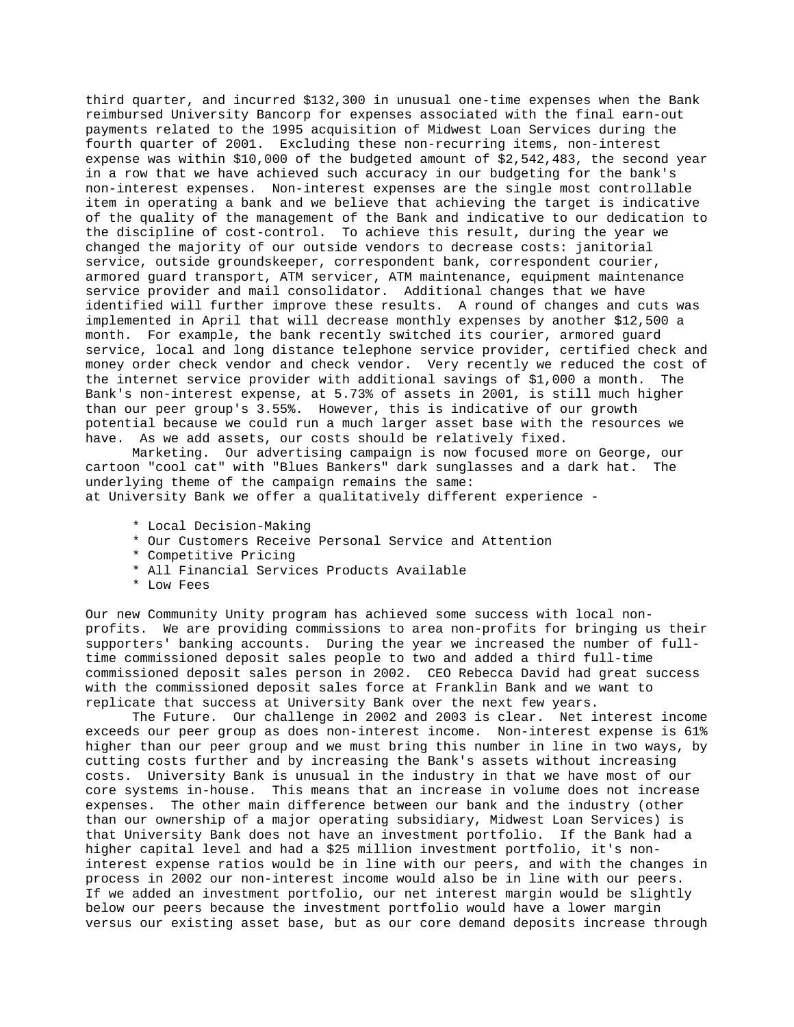third quarter, and incurred $132,300 in unusual one-time expenses when the Bank reimbursed University Bancorp for expenses associated with the final earn-out payments related to the 1995 acquisition of Midwest Loan Services during the fourth quarter of 2001. Excluding these non-recurring items, non-interest expense was within $10,000 of the budgeted amount of $2,542,483, the second year in a row that we have achieved such accuracy in our budgeting for the bank's non-interest expenses. Non-interest expenses are the single most controllable item in operating a bank and we believe that achieving the target is indicative of the quality of the management of the Bank and indicative to our dedication to the discipline of cost-control. To achieve this result, during the year we changed the majority of our outside vendors to decrease costs: janitorial service, outside groundskeeper, correspondent bank, correspondent courier, armored guard transport, ATM servicer, ATM maintenance, equipment maintenance service provider and mail consolidator. Additional changes that we have identified will further improve these results. A round of changes and cuts was implemented in April that will decrease monthly expenses by another $12,500 a month. For example, the bank recently switched its courier, armored guard service, local and long distance telephone service provider, certified check and money order check vendor and check vendor. Very recently we reduced the cost of the internet service provider with additional savings of $1,000 a month. The Bank's non-interest expense, at 5.73% of assets in 2001, is still much higher than our peer group's 3.55%. However, this is indicative of our growth potential because we could run a much larger asset base with the resources we have. As we add assets, our costs should be relatively fixed.

Marketing. Our advertising campaign is now focused more on George, our cartoon "cool cat" with "Blues Bankers" dark sunglasses and a dark hat. The underlying theme of the campaign remains the same:
at University Bank we offer a qualitatively different experience -

* Local Decision-Making
* Our Customers Receive Personal Service and Attention
* Competitive Pricing
* All Financial Services Products Available
* Low Fees

Our new Community Unity program has achieved some success with local non-profits. We are providing commissions to area non-profits for bringing us their supporters' banking accounts. During the year we increased the number of full-time commissioned deposit sales people to two and added a third full-time commissioned deposit sales person in 2002. CEO Rebecca David had great success with the commissioned deposit sales force at Franklin Bank and we want to replicate that success at University Bank over the next few years.

The Future. Our challenge in 2002 and 2003 is clear. Net interest income exceeds our peer group as does non-interest income. Non-interest expense is 61% higher than our peer group and we must bring this number in line in two ways, by cutting costs further and by increasing the Bank's assets without increasing costs. University Bank is unusual in the industry in that we have most of our core systems in-house. This means that an increase in volume does not increase expenses. The other main difference between our bank and the industry (other than our ownership of a major operating subsidiary, Midwest Loan Services) is that University Bank does not have an investment portfolio. If the Bank had a higher capital level and had a $25 million investment portfolio, it's non-interest expense ratios would be in line with our peers, and with the changes in process in 2002 our non-interest income would also be in line with our peers. If we added an investment portfolio, our net interest margin would be slightly below our peers because the investment portfolio would have a lower margin versus our existing asset base, but as our core demand deposits increase through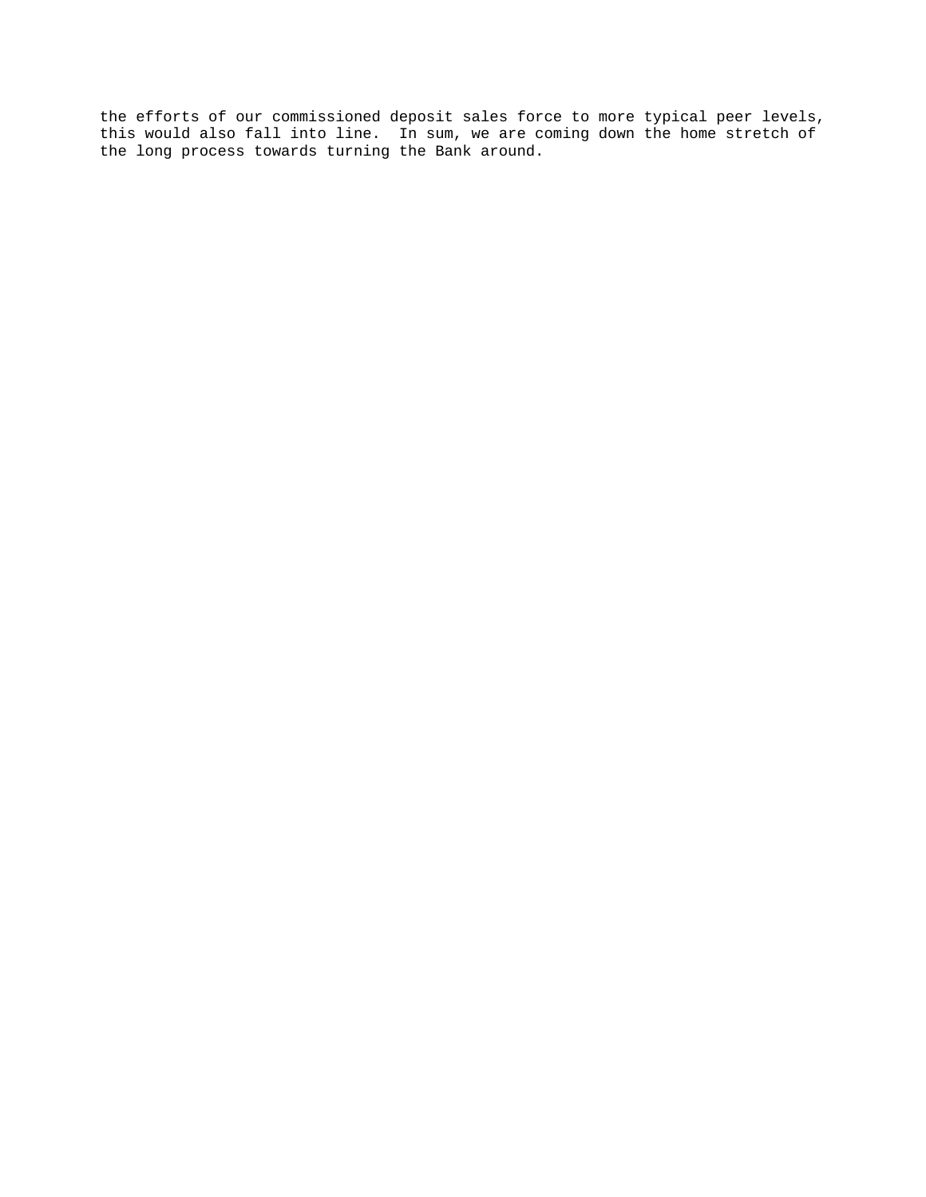the efforts of our commissioned deposit sales force to more typical peer levels, this would also fall into line.  In sum, we are coming down the home stretch of the long process towards turning the Bank around.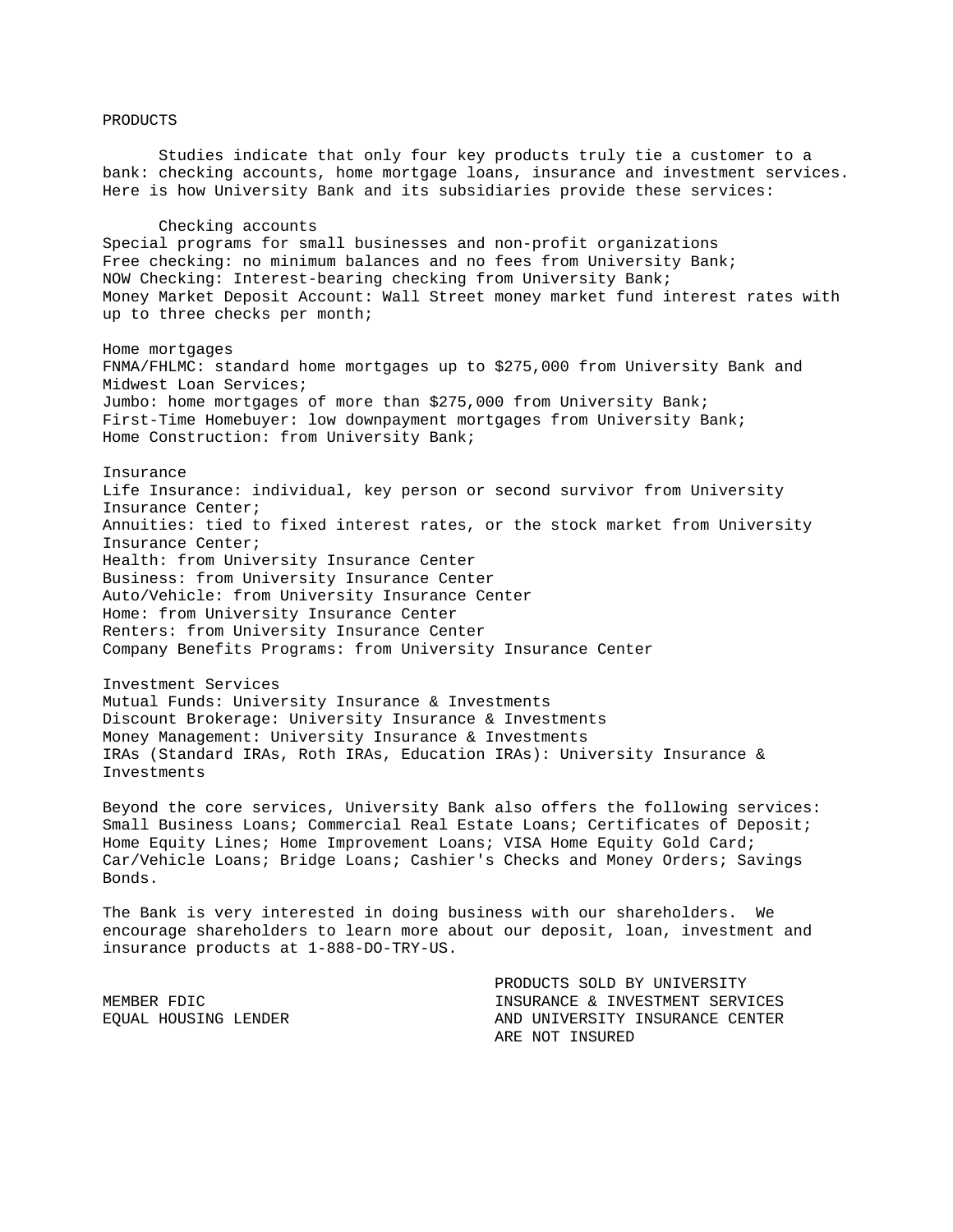# PRODUCTS

Studies indicate that only four key products truly tie a customer to a bank: checking accounts, home mortgage loans, insurance and investment services. Here is how University Bank and its subsidiaries provide these services:

### Checking accounts

Special programs for small businesses and non-profit organizations
Free checking: no minimum balances and no fees from University Bank;
NOW Checking: Interest-bearing checking from University Bank;
Money Market Deposit Account: Wall Street money market fund interest rates with up to three checks per month;

### Home mortgages

FNMA/FHLMC: standard home mortgages up to $275,000 from University Bank and Midwest Loan Services;
Jumbo: home mortgages of more than $275,000 from University Bank;
First-Time Homebuyer: low downpayment mortgages from University Bank;
Home Construction: from University Bank;

### Insurance

Life Insurance: individual, key person or second survivor from University Insurance Center;
Annuities: tied to fixed interest rates, or the stock market from University Insurance Center;
Health: from University Insurance Center
Business: from University Insurance Center
Auto/Vehicle: from University Insurance Center
Home: from University Insurance Center
Renters: from University Insurance Center
Company Benefits Programs: from University Insurance Center

### Investment Services

Mutual Funds: University Insurance & Investments
Discount Brokerage: University Insurance & Investments
Money Management: University Insurance & Investments
IRAs (Standard IRAs, Roth IRAs, Education IRAs): University Insurance & Investments

Beyond the core services, University Bank also offers the following services: Small Business Loans; Commercial Real Estate Loans; Certificates of Deposit; Home Equity Lines; Home Improvement Loans; VISA Home Equity Gold Card; Car/Vehicle Loans; Bridge Loans; Cashier's Checks and Money Orders; Savings Bonds.

The Bank is very interested in doing business with our shareholders. We encourage shareholders to learn more about our deposit, loan, investment and insurance products at 1-888-DO-TRY-US.

MEMBER FDIC
EQUAL HOUSING LENDER

PRODUCTS SOLD BY UNIVERSITY INSURANCE & INVESTMENT SERVICES AND UNIVERSITY INSURANCE CENTER ARE NOT INSURED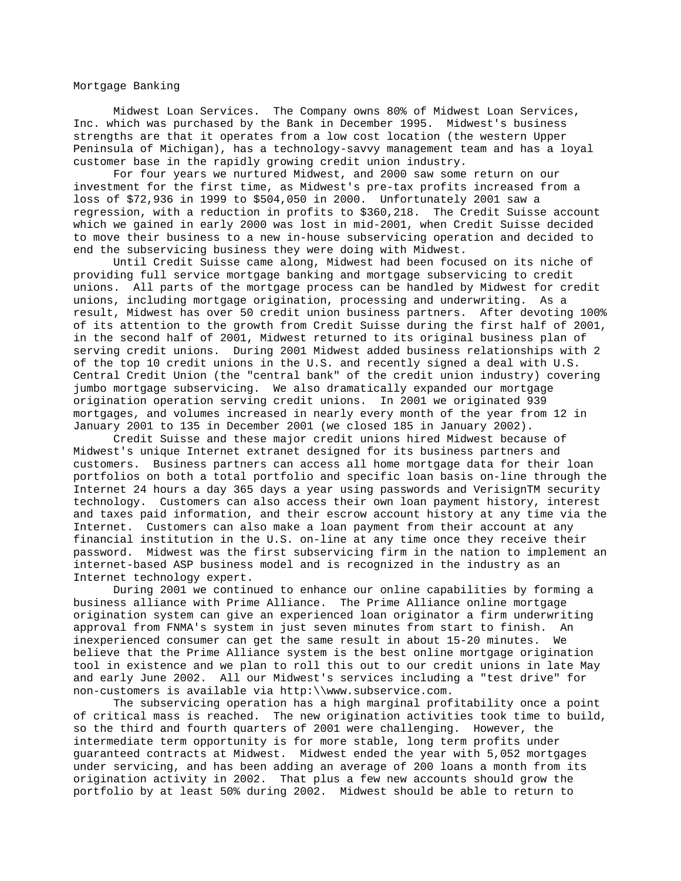## Mortgage Banking

Midwest Loan Services. The Company owns 80% of Midwest Loan Services, Inc. which was purchased by the Bank in December 1995. Midwest's business strengths are that it operates from a low cost location (the western Upper Peninsula of Michigan), has a technology-savvy management team and has a loyal customer base in the rapidly growing credit union industry.

For four years we nurtured Midwest, and 2000 saw some return on our investment for the first time, as Midwest's pre-tax profits increased from a loss of $72,936 in 1999 to $504,050 in 2000. Unfortunately 2001 saw a regression, with a reduction in profits to $360,218. The Credit Suisse account which we gained in early 2000 was lost in mid-2001, when Credit Suisse decided to move their business to a new in-house subservicing operation and decided to end the subservicing business they were doing with Midwest.

Until Credit Suisse came along, Midwest had been focused on its niche of providing full service mortgage banking and mortgage subservicing to credit unions. All parts of the mortgage process can be handled by Midwest for credit unions, including mortgage origination, processing and underwriting. As a result, Midwest has over 50 credit union business partners. After devoting 100% of its attention to the growth from Credit Suisse during the first half of 2001, in the second half of 2001, Midwest returned to its original business plan of serving credit unions. During 2001 Midwest added business relationships with 2 of the top 10 credit unions in the U.S. and recently signed a deal with U.S. Central Credit Union (the "central bank" of the credit union industry) covering jumbo mortgage subservicing. We also dramatically expanded our mortgage origination operation serving credit unions. In 2001 we originated 939 mortgages, and volumes increased in nearly every month of the year from 12 in January 2001 to 135 in December 2001 (we closed 185 in January 2002).

Credit Suisse and these major credit unions hired Midwest because of Midwest's unique Internet extranet designed for its business partners and customers. Business partners can access all home mortgage data for their loan portfolios on both a total portfolio and specific loan basis on-line through the Internet 24 hours a day 365 days a year using passwords and VerisignTM security technology. Customers can also access their own loan payment history, interest and taxes paid information, and their escrow account history at any time via the Internet. Customers can also make a loan payment from their account at any financial institution in the U.S. on-line at any time once they receive their password. Midwest was the first subservicing firm in the nation to implement an internet-based ASP business model and is recognized in the industry as an Internet technology expert.

During 2001 we continued to enhance our online capabilities by forming a business alliance with Prime Alliance. The Prime Alliance online mortgage origination system can give an experienced loan originator a firm underwriting approval from FNMA's system in just seven minutes from start to finish. An inexperienced consumer can get the same result in about 15-20 minutes. We believe that the Prime Alliance system is the best online mortgage origination tool in existence and we plan to roll this out to our credit unions in late May and early June 2002. All our Midwest's services including a "test drive" for non-customers is available via http:\\www.subservice.com.

The subservicing operation has a high marginal profitability once a point of critical mass is reached. The new origination activities took time to build, so the third and fourth quarters of 2001 were challenging. However, the intermediate term opportunity is for more stable, long term profits under guaranteed contracts at Midwest. Midwest ended the year with 5,052 mortgages under servicing, and has been adding an average of 200 loans a month from its origination activity in 2002. That plus a few new accounts should grow the portfolio by at least 50% during 2002. Midwest should be able to return to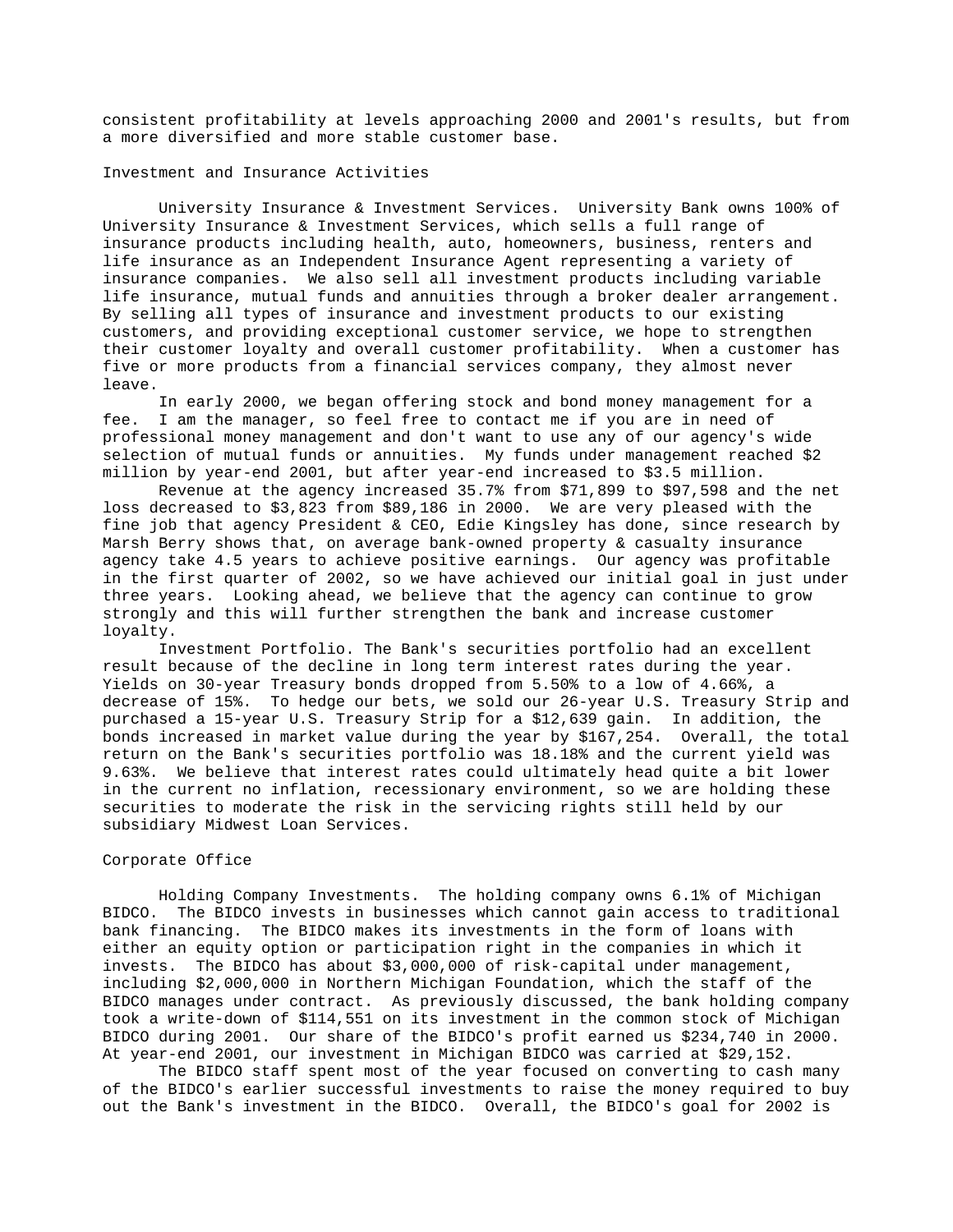consistent profitability at levels approaching 2000 and 2001's results, but from a more diversified and more stable customer base.

## Investment and Insurance Activities

University Insurance & Investment Services. University Bank owns 100% of University Insurance & Investment Services, which sells a full range of insurance products including health, auto, homeowners, business, renters and life insurance as an Independent Insurance Agent representing a variety of insurance companies. We also sell all investment products including variable life insurance, mutual funds and annuities through a broker dealer arrangement. By selling all types of insurance and investment products to our existing customers, and providing exceptional customer service, we hope to strengthen their customer loyalty and overall customer profitability. When a customer has five or more products from a financial services company, they almost never leave.

In early 2000, we began offering stock and bond money management for a fee. I am the manager, so feel free to contact me if you are in need of professional money management and don't want to use any of our agency's wide selection of mutual funds or annuities. My funds under management reached $2 million by year-end 2001, but after year-end increased to $3.5 million.

Revenue at the agency increased 35.7% from $71,899 to $97,598 and the net loss decreased to $3,823 from $89,186 in 2000. We are very pleased with the fine job that agency President & CEO, Edie Kingsley has done, since research by Marsh Berry shows that, on average bank-owned property & casualty insurance agency take 4.5 years to achieve positive earnings. Our agency was profitable in the first quarter of 2002, so we have achieved our initial goal in just under three years. Looking ahead, we believe that the agency can continue to grow strongly and this will further strengthen the bank and increase customer loyalty.

Investment Portfolio. The Bank's securities portfolio had an excellent result because of the decline in long term interest rates during the year. Yields on 30-year Treasury bonds dropped from 5.50% to a low of 4.66%, a decrease of 15%. To hedge our bets, we sold our 26-year U.S. Treasury Strip and purchased a 15-year U.S. Treasury Strip for a $12,639 gain. In addition, the bonds increased in market value during the year by $167,254. Overall, the total return on the Bank's securities portfolio was 18.18% and the current yield was 9.63%. We believe that interest rates could ultimately head quite a bit lower in the current no inflation, recessionary environment, so we are holding these securities to moderate the risk in the servicing rights still held by our subsidiary Midwest Loan Services.

## Corporate Office

Holding Company Investments. The holding company owns 6.1% of Michigan BIDCO. The BIDCO invests in businesses which cannot gain access to traditional bank financing. The BIDCO makes its investments in the form of loans with either an equity option or participation right in the companies in which it invests. The BIDCO has about $3,000,000 of risk-capital under management, including $2,000,000 in Northern Michigan Foundation, which the staff of the BIDCO manages under contract. As previously discussed, the bank holding company took a write-down of $114,551 on its investment in the common stock of Michigan BIDCO during 2001. Our share of the BIDCO's profit earned us $234,740 in 2000. At year-end 2001, our investment in Michigan BIDCO was carried at $29,152.

The BIDCO staff spent most of the year focused on converting to cash many of the BIDCO's earlier successful investments to raise the money required to buy out the Bank's investment in the BIDCO. Overall, the BIDCO's goal for 2002 is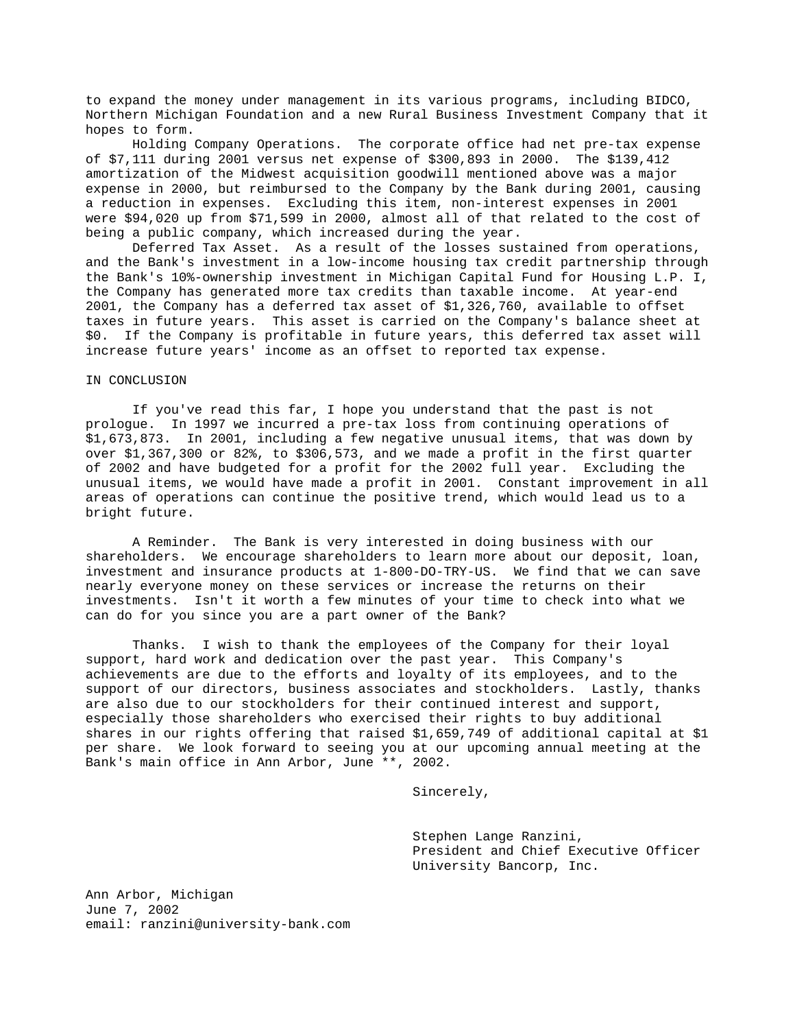to expand the money under management in its various programs, including BIDCO, Northern Michigan Foundation and a new Rural Business Investment Company that it hopes to form.

Holding Company Operations. The corporate office had net pre-tax expense of $7,111 during 2001 versus net expense of $300,893 in 2000. The $139,412 amortization of the Midwest acquisition goodwill mentioned above was a major expense in 2000, but reimbursed to the Company by the Bank during 2001, causing a reduction in expenses. Excluding this item, non-interest expenses in 2001 were $94,020 up from $71,599 in 2000, almost all of that related to the cost of being a public company, which increased during the year.

Deferred Tax Asset. As a result of the losses sustained from operations, and the Bank's investment in a low-income housing tax credit partnership through the Bank's 10%-ownership investment in Michigan Capital Fund for Housing L.P. I, the Company has generated more tax credits than taxable income. At year-end 2001, the Company has a deferred tax asset of $1,326,760, available to offset taxes in future years. This asset is carried on the Company's balance sheet at $0. If the Company is profitable in future years, this deferred tax asset will increase future years' income as an offset to reported tax expense.

IN CONCLUSION

If you've read this far, I hope you understand that the past is not prologue. In 1997 we incurred a pre-tax loss from continuing operations of $1,673,873. In 2001, including a few negative unusual items, that was down by over $1,367,300 or 82%, to $306,573, and we made a profit in the first quarter of 2002 and have budgeted for a profit for the 2002 full year. Excluding the unusual items, we would have made a profit in 2001. Constant improvement in all areas of operations can continue the positive trend, which would lead us to a bright future.

A Reminder. The Bank is very interested in doing business with our shareholders. We encourage shareholders to learn more about our deposit, loan, investment and insurance products at 1-800-DO-TRY-US. We find that we can save nearly everyone money on these services or increase the returns on their investments. Isn't it worth a few minutes of your time to check into what we can do for you since you are a part owner of the Bank?

Thanks. I wish to thank the employees of the Company for their loyal support, hard work and dedication over the past year. This Company's achievements are due to the efforts and loyalty of its employees, and to the support of our directors, business associates and stockholders. Lastly, thanks are also due to our stockholders for their continued interest and support, especially those shareholders who exercised their rights to buy additional shares in our rights offering that raised $1,659,749 of additional capital at $1 per share. We look forward to seeing you at our upcoming annual meeting at the Bank's main office in Ann Arbor, June **, 2002.

Sincerely,

Stephen Lange Ranzini,
President and Chief Executive Officer
University Bancorp, Inc.

Ann Arbor, Michigan
June 7, 2002
email: ranzini@university-bank.com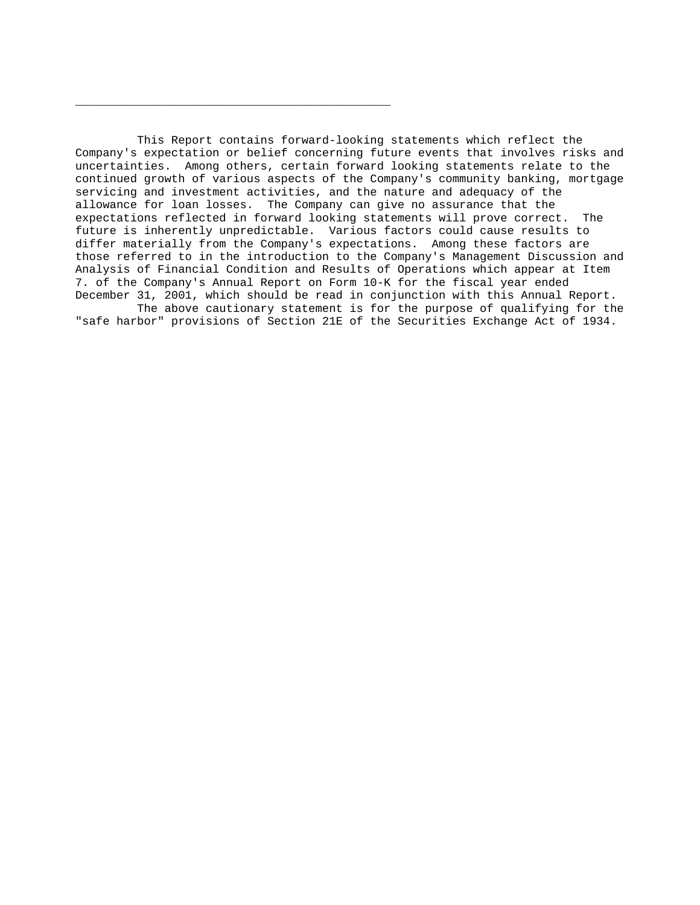_______________________________________________

This Report contains forward-looking statements which reflect the Company's expectation or belief concerning future events that involves risks and uncertainties. Among others, certain forward looking statements relate to the continued growth of various aspects of the Company's community banking, mortgage servicing and investment activities, and the nature and adequacy of the allowance for loan losses. The Company can give no assurance that the expectations reflected in forward looking statements will prove correct. The future is inherently unpredictable. Various factors could cause results to differ materially from the Company's expectations. Among these factors are those referred to in the introduction to the Company's Management Discussion and Analysis of Financial Condition and Results of Operations which appear at Item 7. of the Company's Annual Report on Form 10-K for the fiscal year ended December 31, 2001, which should be read in conjunction with this Annual Report.

The above cautionary statement is for the purpose of qualifying for the "safe harbor" provisions of Section 21E of the Securities Exchange Act of 1934.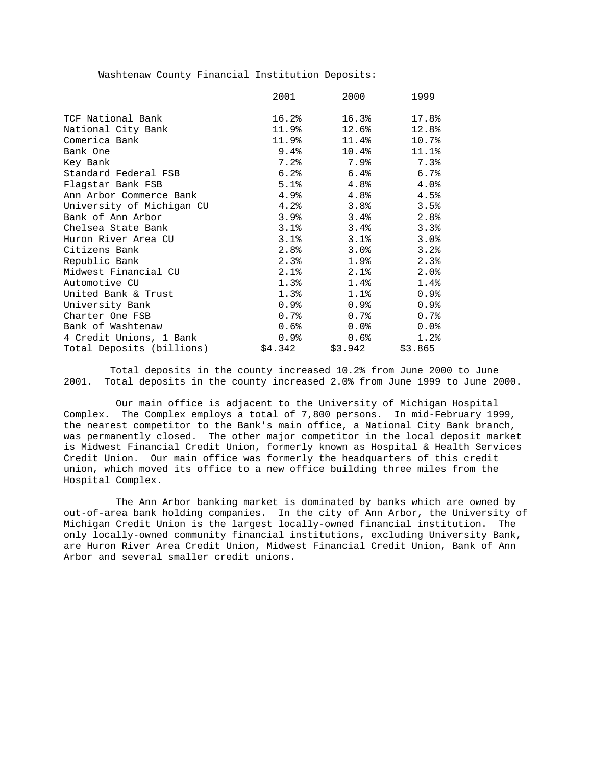Washtenaw County Financial Institution Deposits:

| | 2001 | 2000 | 1999 |
|---|---|---|---|
| TCF National Bank | 16.2% | 16.3% | 17.8% |
| National City Bank | 11.9% | 12.6% | 12.8% |
| Comerica Bank | 11.9% | 11.4% | 10.7% |
| Bank One | 9.4% | 10.4% | 11.1% |
| Key Bank | 7.2% | 7.9% | 7.3% |
| Standard Federal FSB | 6.2% | 6.4% | 6.7% |
| Flagstar Bank FSB | 5.1% | 4.8% | 4.0% |
| Ann Arbor Commerce Bank | 4.9% | 4.8% | 4.5% |
| University of Michigan CU | 4.2% | 3.8% | 3.5% |
| Bank of Ann Arbor | 3.9% | 3.4% | 2.8% |
| Chelsea State Bank | 3.1% | 3.4% | 3.3% |
| Huron River Area CU | 3.1% | 3.1% | 3.0% |
| Citizens Bank | 2.8% | 3.0% | 3.2% |
| Republic Bank | 2.3% | 1.9% | 2.3% |
| Midwest Financial CU | 2.1% | 2.1% | 2.0% |
| Automotive CU | 1.3% | 1.4% | 1.4% |
| United Bank & Trust | 1.3% | 1.1% | 0.9% |
| University Bank | 0.9% | 0.9% | 0.9% |
| Charter One FSB | 0.7% | 0.7% | 0.7% |
| Bank of Washtenaw | 0.6% | 0.0% | 0.0% |
| 4 Credit Unions, 1 Bank | 0.9% | 0.6% | 1.2% |
| Total Deposits (billions) | $4.342 | $3.942 | $3.865 |

Total deposits in the county increased 10.2% from June 2000 to June 2001. Total deposits in the county increased 2.0% from June 1999 to June 2000.

Our main office is adjacent to the University of Michigan Hospital Complex. The Complex employs a total of 7,800 persons. In mid-February 1999, the nearest competitor to the Bank's main office, a National City Bank branch, was permanently closed. The other major competitor in the local deposit market is Midwest Financial Credit Union, formerly known as Hospital & Health Services Credit Union. Our main office was formerly the headquarters of this credit union, which moved its office to a new office building three miles from the Hospital Complex.

The Ann Arbor banking market is dominated by banks which are owned by out-of-area bank holding companies. In the city of Ann Arbor, the University of Michigan Credit Union is the largest locally-owned financial institution. The only locally-owned community financial institutions, excluding University Bank, are Huron River Area Credit Union, Midwest Financial Credit Union, Bank of Ann Arbor and several smaller credit unions.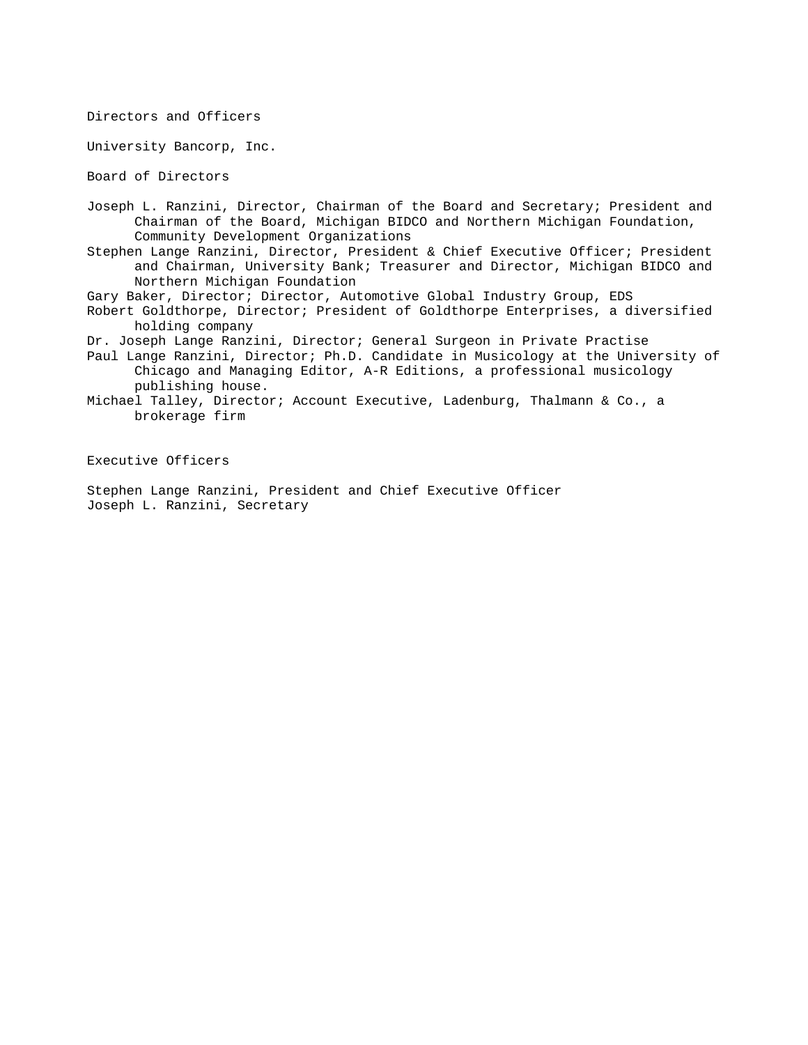# Directors and Officers

## University Bancorp, Inc.

### Board of Directors

Joseph L. Ranzini, Director, Chairman of the Board and Secretary; President and Chairman of the Board, Michigan BIDCO and Northern Michigan Foundation, Community Development Organizations

Stephen Lange Ranzini, Director, President & Chief Executive Officer; President and Chairman, University Bank; Treasurer and Director, Michigan BIDCO and Northern Michigan Foundation

Gary Baker, Director; Director, Automotive Global Industry Group, EDS

Robert Goldthorpe, Director; President of Goldthorpe Enterprises, a diversified holding company

Dr. Joseph Lange Ranzini, Director; General Surgeon in Private Practise

Paul Lange Ranzini, Director; Ph.D. Candidate in Musicology at the University of Chicago and Managing Editor, A-R Editions, a professional musicology publishing house.

Michael Talley, Director; Account Executive, Ladenburg, Thalmann & Co., a brokerage firm

### Executive Officers

Stephen Lange Ranzini, President and Chief Executive Officer

Joseph L. Ranzini, Secretary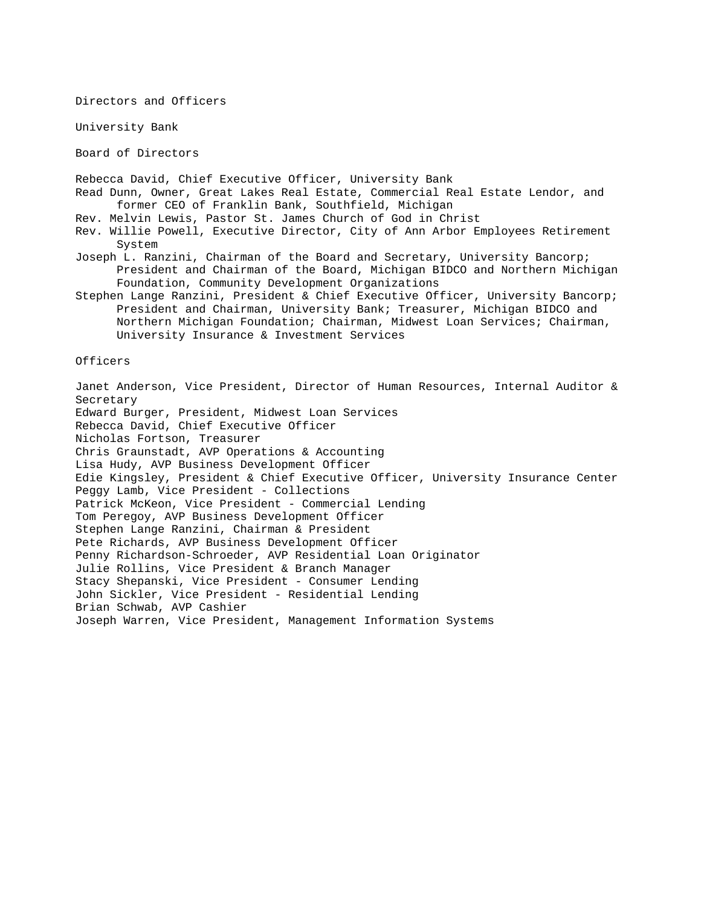# Directors and Officers

## University Bank

### Board of Directors

Rebecca David, Chief Executive Officer, University Bank

Read Dunn, Owner, Great Lakes Real Estate, Commercial Real Estate Lendor, and former CEO of Franklin Bank, Southfield, Michigan

Rev. Melvin Lewis, Pastor St. James Church of God in Christ

Rev. Willie Powell, Executive Director, City of Ann Arbor Employees Retirement System

Joseph L. Ranzini, Chairman of the Board and Secretary, University Bancorp; President and Chairman of the Board, Michigan BIDCO and Northern Michigan Foundation, Community Development Organizations

Stephen Lange Ranzini, President & Chief Executive Officer, University Bancorp; President and Chairman, University Bank; Treasurer, Michigan BIDCO and Northern Michigan Foundation; Chairman, Midwest Loan Services; Chairman, University Insurance & Investment Services

### Officers

Janet Anderson, Vice President, Director of Human Resources, Internal Auditor & Secretary  
Edward Burger, President, Midwest Loan Services  
Rebecca David, Chief Executive Officer  
Nicholas Fortson, Treasurer  
Chris Graunstadt, AVP Operations & Accounting  
Lisa Hudy, AVP Business Development Officer  
Edie Kingsley, President & Chief Executive Officer, University Insurance Center  
Peggy Lamb, Vice President - Collections  
Patrick McKeon, Vice President - Commercial Lending  
Tom Peregoy, AVP Business Development Officer  
Stephen Lange Ranzini, Chairman & President  
Pete Richards, AVP Business Development Officer  
Penny Richardson-Schroeder, AVP Residential Loan Originator  
Julie Rollins, Vice President & Branch Manager  
Stacy Shepanski, Vice President - Consumer Lending  
John Sickler, Vice President - Residential Lending  
Brian Schwab, AVP Cashier  
Joseph Warren, Vice President, Management Information Systems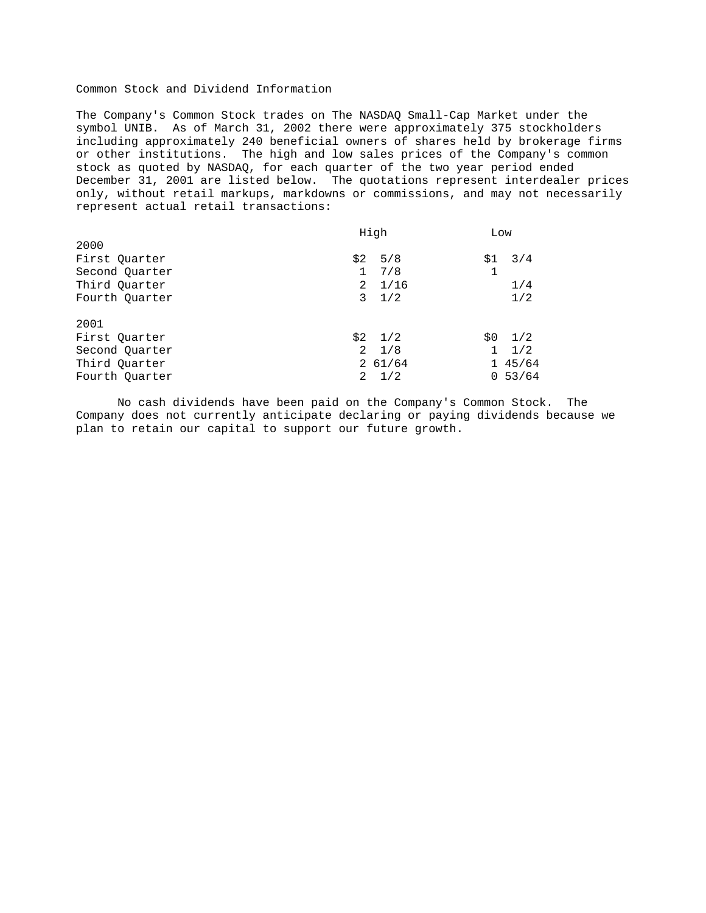## Common Stock and Dividend Information

The Company's Common Stock trades on The NASDAQ Small-Cap Market under the symbol UNIB. As of March 31, 2002 there were approximately 375 stockholders including approximately 240 beneficial owners of shares held by brokerage firms or other institutions. The high and low sales prices of the Company's common stock as quoted by NASDAQ, for each quarter of the two year period ended December 31, 2001 are listed below. The quotations represent interdealer prices only, without retail markups, markdowns or commissions, and may not necessarily represent actual retail transactions:

| | High | Low |
|---|---|---|
| **2000** | | |
| First Quarter | $2 5/8 | $1 3/4 |
| Second Quarter | 1 7/8 | 1 |
| Third Quarter | 2 1/16 | 1/4 |
| Fourth Quarter | 3 1/2 | 1/2 |
| **2001** | | |
| First Quarter | $2 1/2 | $0 1/2 |
| Second Quarter | 2 1/8 | 1 1/2 |
| Third Quarter | 2 61/64 | 1 45/64 |
| Fourth Quarter | 2 1/2 | 0 53/64 |

No cash dividends have been paid on the Company's Common Stock. The Company does not currently anticipate declaring or paying dividends because we plan to retain our capital to support our future growth.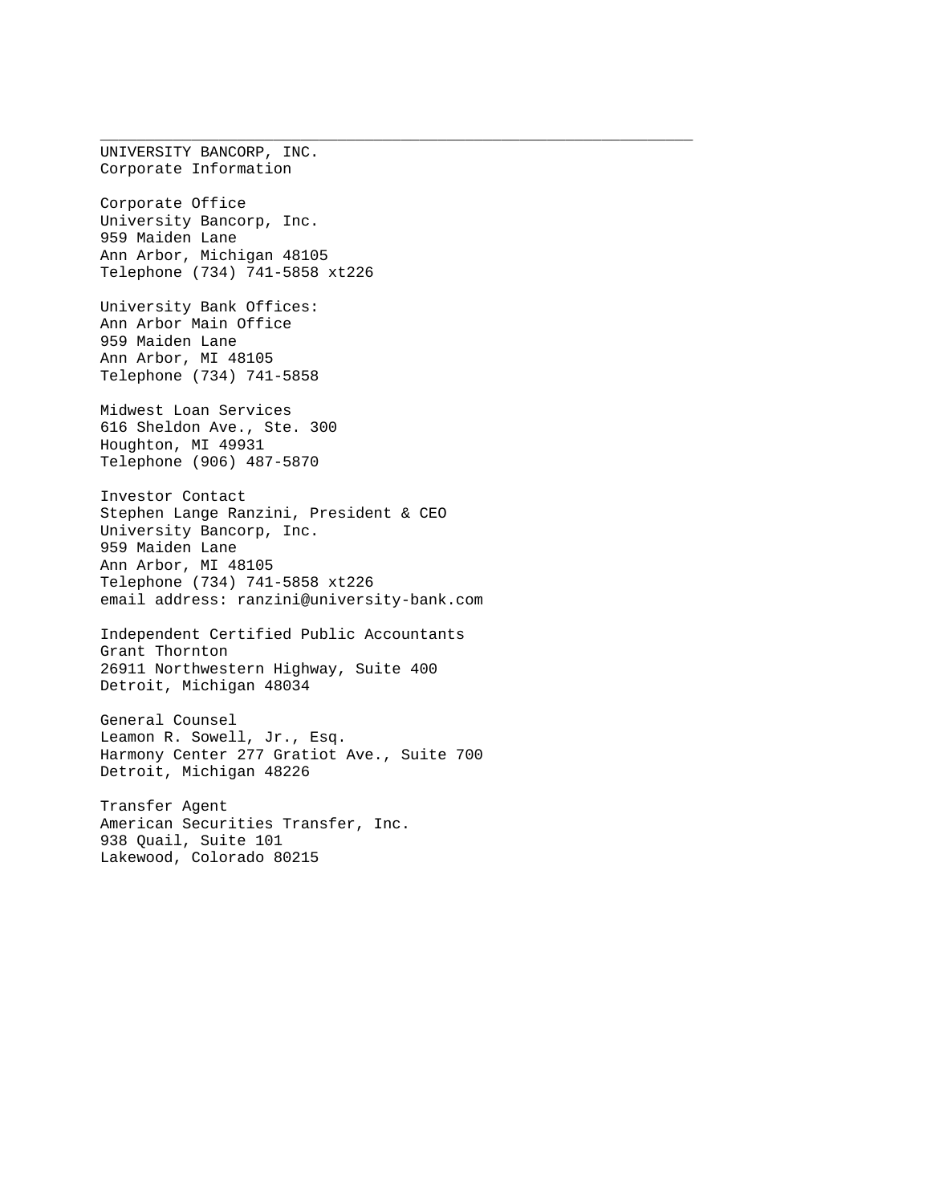---

UNIVERSITY BANCORP, INC.
Corporate Information

Corporate Office
University Bancorp, Inc.
959 Maiden Lane
Ann Arbor, Michigan 48105
Telephone (734) 741-5858 xt226

University Bank Offices:
Ann Arbor Main Office
959 Maiden Lane
Ann Arbor, MI 48105
Telephone (734) 741-5858

Midwest Loan Services
616 Sheldon Ave., Ste. 300
Houghton, MI 49931
Telephone (906) 487-5870

Investor Contact
Stephen Lange Ranzini, President & CEO
University Bancorp, Inc.
959 Maiden Lane
Ann Arbor, MI 48105
Telephone (734) 741-5858 xt226
email address: ranzini@university-bank.com

Independent Certified Public Accountants
Grant Thornton
26911 Northwestern Highway, Suite 400
Detroit, Michigan 48034

General Counsel
Leamon R. Sowell, Jr., Esq.
Harmony Center 277 Gratiot Ave., Suite 700
Detroit, Michigan 48226

Transfer Agent
American Securities Transfer, Inc.
938 Quail, Suite 101
Lakewood, Colorado 80215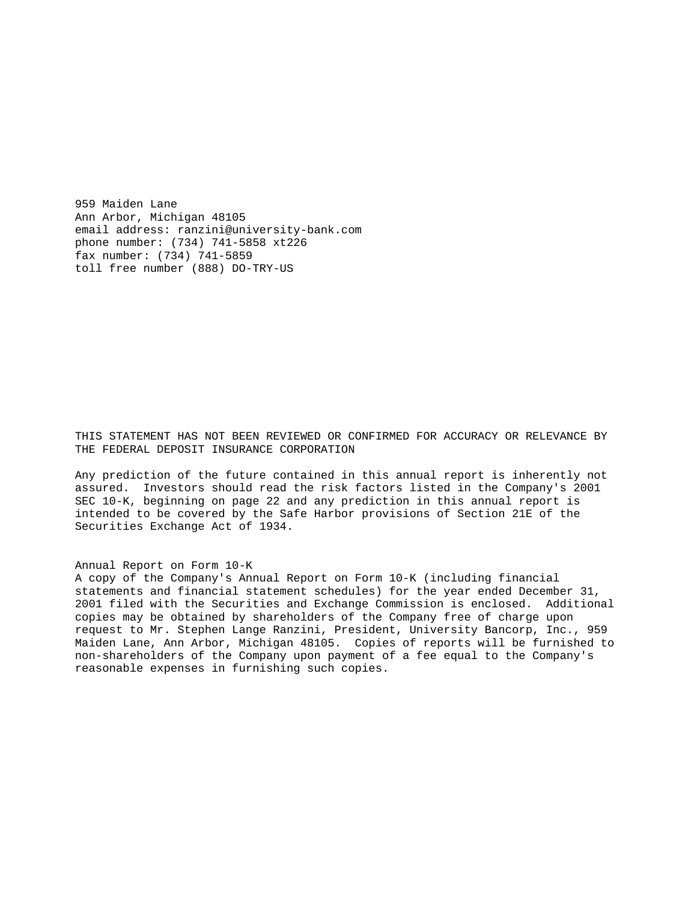959 Maiden Lane
Ann Arbor, Michigan 48105
email address: ranzini@university-bank.com
phone number: (734) 741-5858 xt226
fax number: (734) 741-5859
toll free number (888) DO-TRY-US

THIS STATEMENT HAS NOT BEEN REVIEWED OR CONFIRMED FOR ACCURACY OR RELEVANCE BY THE FEDERAL DEPOSIT INSURANCE CORPORATION

Any prediction of the future contained in this annual report is inherently not assured. Investors should read the risk factors listed in the Company's 2001 SEC 10-K, beginning on page 22 and any prediction in this annual report is intended to be covered by the Safe Harbor provisions of Section 21E of the Securities Exchange Act of 1934.

Annual Report on Form 10-K
A copy of the Company's Annual Report on Form 10-K (including financial statements and financial statement schedules) for the year ended December 31, 2001 filed with the Securities and Exchange Commission is enclosed. Additional copies may be obtained by shareholders of the Company free of charge upon request to Mr. Stephen Lange Ranzini, President, University Bancorp, Inc., 959 Maiden Lane, Ann Arbor, Michigan 48105. Copies of reports will be furnished to non-shareholders of the Company upon payment of a fee equal to the Company's reasonable expenses in furnishing such copies.